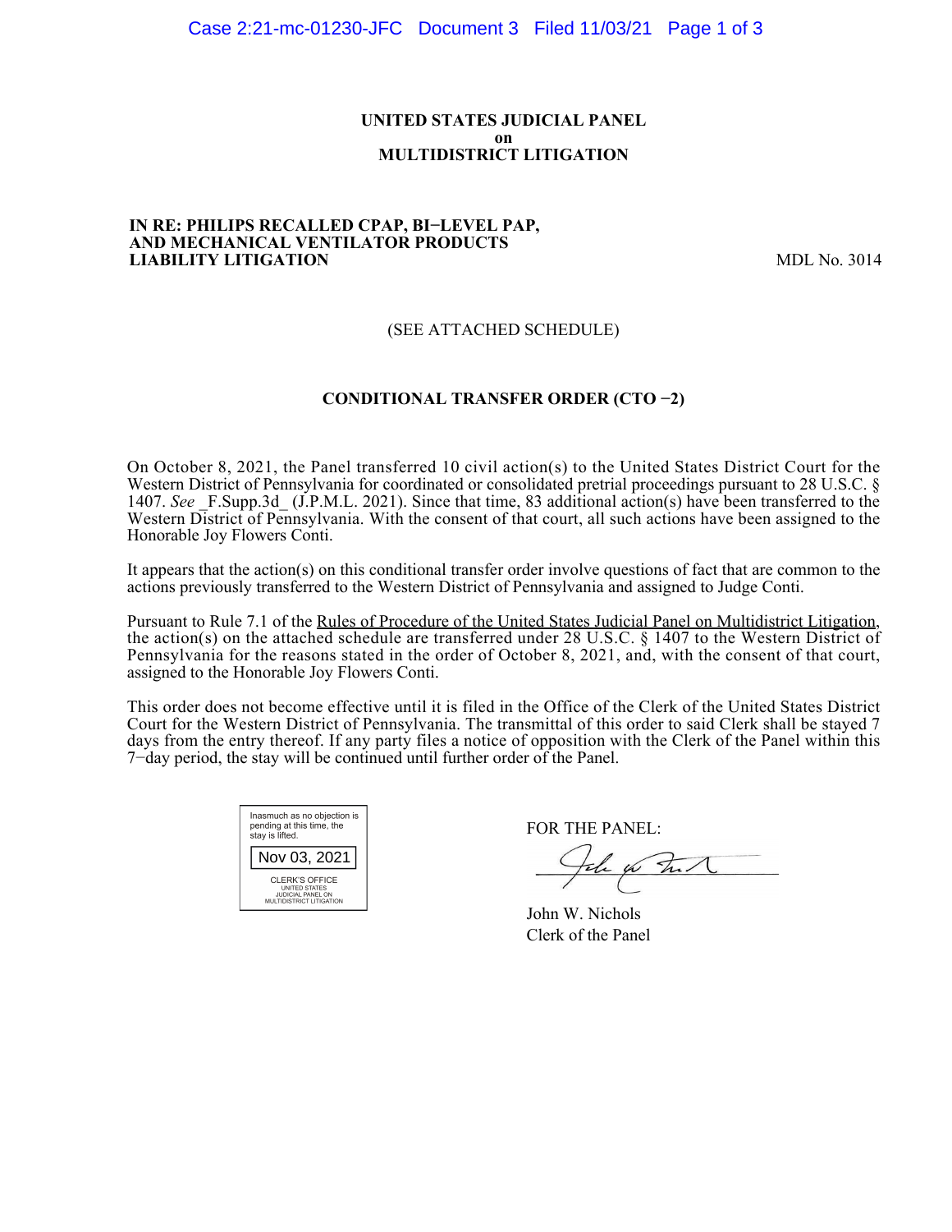**UNITED STATES JUDICIAL PANEL**
**on**
**MULTIDISTRICT LITIGATION**

**IN RE: PHILIPS RECALLED CPAP, BI−LEVEL PAP, AND MECHANICAL VENTILATOR PRODUCTS LIABILITY LITIGATION** MDL No. 3014

(SEE ATTACHED SCHEDULE)

**CONDITIONAL TRANSFER ORDER (CTO −2)**

On October 8, 2021, the Panel transferred 10 civil action(s) to the United States District Court for the Western District of Pennsylvania for coordinated or consolidated pretrial proceedings pursuant to 28 U.S.C. § 1407. *See* _F.Supp.3d_ (J.P.M.L. 2021). Since that time, 83 additional action(s) have been transferred to the Western District of Pennsylvania. With the consent of that court, all such actions have been assigned to the Honorable Joy Flowers Conti.

It appears that the action(s) on this conditional transfer order involve questions of fact that are common to the actions previously transferred to the Western District of Pennsylvania and assigned to Judge Conti.

Pursuant to Rule 7.1 of the Rules of Procedure of the United States Judicial Panel on Multidistrict Litigation, the action(s) on the attached schedule are transferred under 28 U.S.C. § 1407 to the Western District of Pennsylvania for the reasons stated in the order of October 8, 2021, and, with the consent of that court, assigned to the Honorable Joy Flowers Conti.

This order does not become effective until it is filed in the Office of the Clerk of the United States District Court for the Western District of Pennsylvania. The transmittal of this order to said Clerk shall be stayed 7 days from the entry thereof. If any party files a notice of opposition with the Clerk of the Panel within this 7−day period, the stay will be continued until further order of the Panel.

Inasmuch as no objection is pending at this time, the stay is lifted.

Nov 03, 2021

CLERK'S OFFICE
UNITED STATES
JUDICIAL PANEL ON
MULTIDISTRICT LITIGATION

FOR THE PANEL:

John W. Nichols
Clerk of the Panel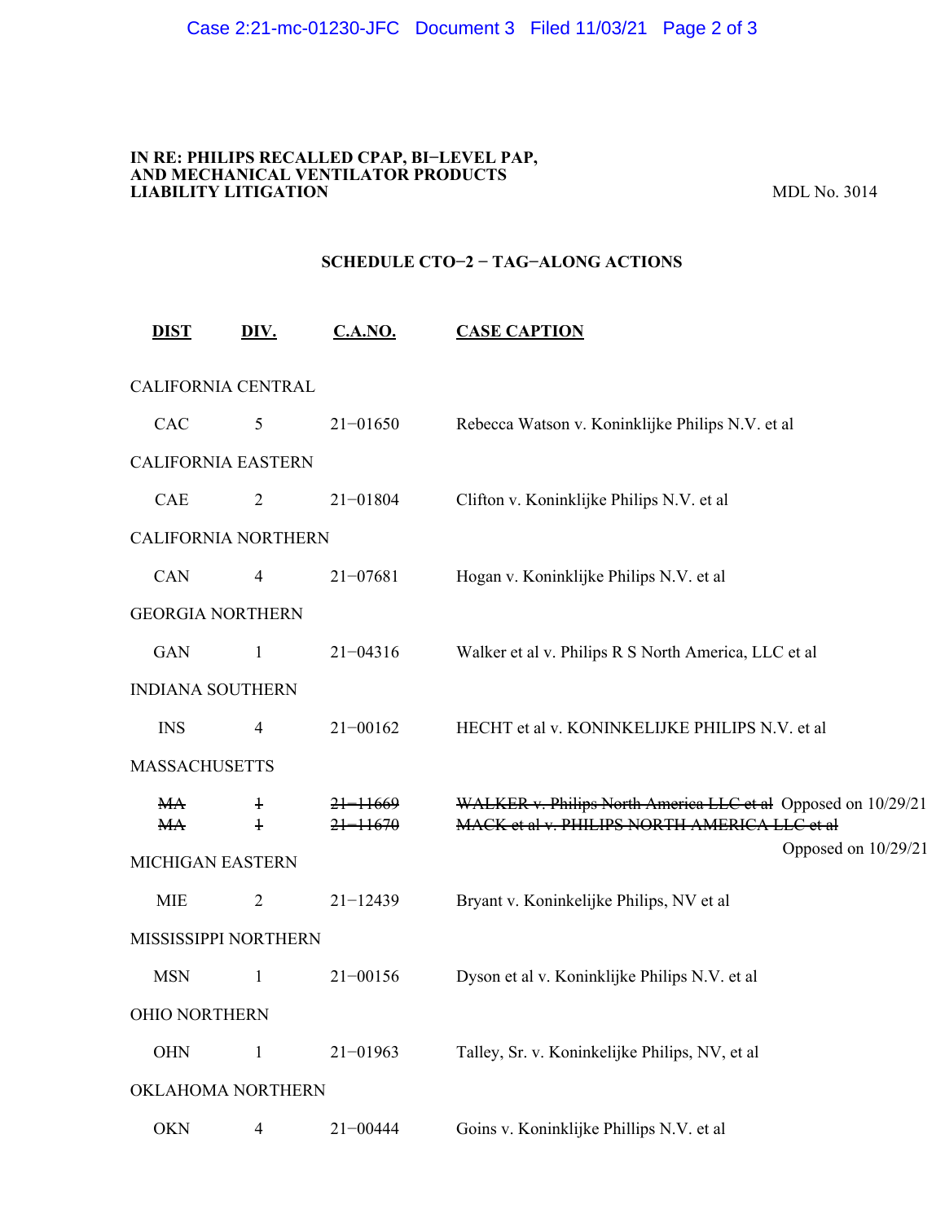**IN RE: PHILIPS RECALLED CPAP, BI−LEVEL PAP, AND MECHANICAL VENTILATOR PRODUCTS LIABILITY LITIGATION** MDL No. 3014

## SCHEDULE CTO−2 − TAG−ALONG ACTIONS

| DIST | DIV. | C.A.NO. | CASE CAPTION |
|---|---|---|---|
| CALIFORNIA CENTRAL | | | |
| CAC | 5 | 21−01650 | Rebecca Watson v. Koninklijke Philips N.V. et al |
| CALIFORNIA EASTERN | | | |
| CAE | 2 | 21−01804 | Clifton v. Koninklijke Philips N.V. et al |
| CALIFORNIA NORTHERN | | | |
| CAN | 4 | 21−07681 | Hogan v. Koninklijke Philips N.V. et al |
| GEORGIA NORTHERN | | | |
| GAN | 1 | 21−04316 | Walker et al v. Philips R S North America, LLC et al |
| INDIANA SOUTHERN | | | |
| INS | 4 | 21−00162 | HECHT et al v. KONINKELIJKE PHILIPS N.V. et al |
| MASSACHUSETTS | | | |
| ~~MA~~ | ~~1~~ | ~~21−11669~~ | ~~WALKER v. Philips North America LLC et al~~ Opposed on 10/29/21 |
| ~~MA~~ | ~~1~~ | ~~21−11670~~ | ~~MACK et al v. PHILIPS NORTH AMERICA LLC et al~~ Opposed on 10/29/21 |
| MICHIGAN EASTERN | | | |
| MIE | 2 | 21−12439 | Bryant v. Koninkelijke Philips, NV et al |
| MISSISSIPPI NORTHERN | | | |
| MSN | 1 | 21−00156 | Dyson et al v. Koninklijke Philips N.V. et al |
| OHIO NORTHERN | | | |
| OHN | 1 | 21−01963 | Talley, Sr. v. Koninkelijke Philips, NV, et al |
| OKLAHOMA NORTHERN | | | |
| OKN | 4 | 21−00444 | Goins v. Koninklijke Phillips N.V. et al |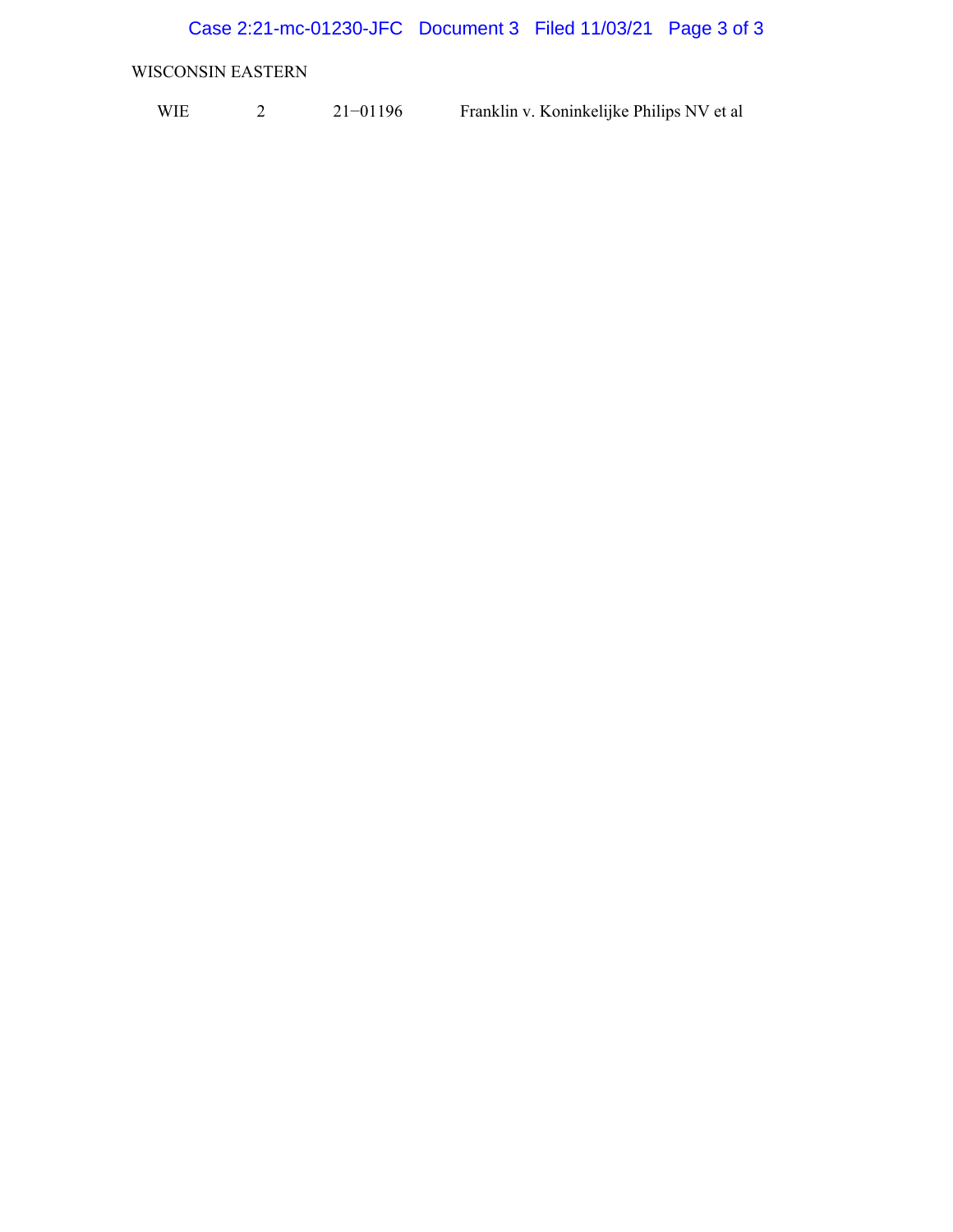WISCONSIN EASTERN

| | | | |
|---|---|---|---|
| WIE | 2 | 21−01196 | Franklin v. Koninkelijke Philips NV et al |